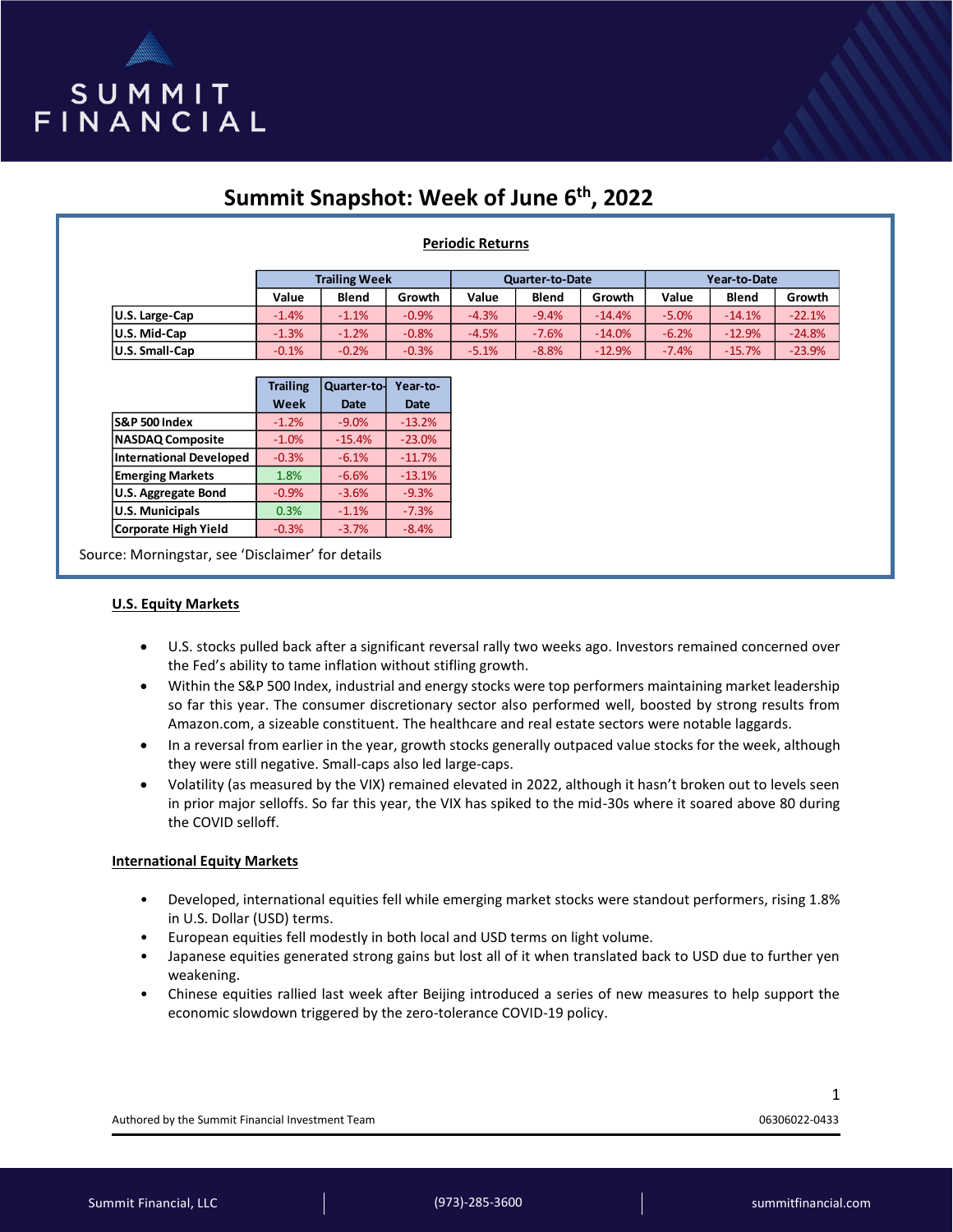# Summit Snapshot: Week of June 6th, 2022

**Periodic Returns**

| | Trailing Week | | | Quarter-to-Date | | | Year-to-Date | | |
|---|---|---|---|---|---|---|---|---|---|
| | Value | Blend | Growth | Value | Blend | Growth | Value | Blend | Growth |
| **U.S. Large-Cap** | -1.4% | -1.1% | -0.9% | -4.3% | -9.4% | -14.4% | -5.0% | -14.1% | -22.1% |
| **U.S. Mid-Cap** | -1.3% | -1.2% | -0.8% | -4.5% | -7.6% | -14.0% | -6.2% | -12.9% | -24.8% |
| **U.S. Small-Cap** | -0.1% | -0.2% | -0.3% | -5.1% | -8.8% | -12.9% | -7.4% | -15.7% | -23.9% |

| | Trailing Week | Quarter-to-Date | Year-to-Date |
|---|---|---|---|
| **S&P 500 Index** | -1.2% | -9.0% | -13.2% |
| **NASDAQ Composite** | -1.0% | -15.4% | -23.0% |
| **International Developed** | -0.3% | -6.1% | -11.7% |
| **Emerging Markets** | 1.8% | -6.6% | -13.1% |
| **U.S. Aggregate Bond** | -0.9% | -3.6% | -9.3% |
| **U.S. Municipals** | 0.3% | -1.1% | -7.3% |
| **Corporate High Yield** | -0.3% | -3.7% | -8.4% |

Source: Morningstar, see 'Disclaimer' for details

## U.S. Equity Markets

- U.S. stocks pulled back after a significant reversal rally two weeks ago. Investors remained concerned over the Fed's ability to tame inflation without stifling growth.
- Within the S&P 500 Index, industrial and energy stocks were top performers maintaining market leadership so far this year. The consumer discretionary sector also performed well, boosted by strong results from Amazon.com, a sizeable constituent. The healthcare and real estate sectors were notable laggards.
- In a reversal from earlier in the year, growth stocks generally outpaced value stocks for the week, although they were still negative. Small-caps also led large-caps.
- Volatility (as measured by the VIX) remained elevated in 2022, although it hasn't broken out to levels seen in prior major selloffs. So far this year, the VIX has spiked to the mid-30s where it soared above 80 during the COVID selloff.

## International Equity Markets

- Developed, international equities fell while emerging market stocks were standout performers, rising 1.8% in U.S. Dollar (USD) terms.
- European equities fell modestly in both local and USD terms on light volume.
- Japanese equities generated strong gains but lost all of it when translated back to USD due to further yen weakening.
- Chinese equities rallied last week after Beijing introduced a series of new measures to help support the economic slowdown triggered by the zero-tolerance COVID-19 policy.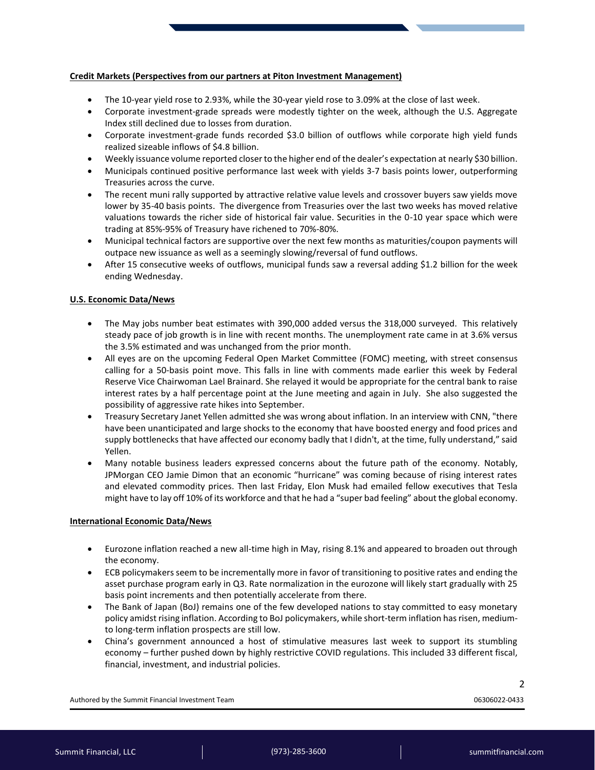**Credit Markets (Perspectives from our partners at Piton Investment Management)**

- The 10-year yield rose to 2.93%, while the 30-year yield rose to 3.09% at the close of last week.
- Corporate investment-grade spreads were modestly tighter on the week, although the U.S. Aggregate Index still declined due to losses from duration.
- Corporate investment-grade funds recorded $3.0 billion of outflows while corporate high yield funds realized sizeable inflows of $4.8 billion.
- Weekly issuance volume reported closer to the higher end of the dealer's expectation at nearly $30 billion.
- Municipals continued positive performance last week with yields 3-7 basis points lower, outperforming Treasuries across the curve.
- The recent muni rally supported by attractive relative value levels and crossover buyers saw yields move lower by 35-40 basis points. The divergence from Treasuries over the last two weeks has moved relative valuations towards the richer side of historical fair value. Securities in the 0-10 year space which were trading at 85%-95% of Treasury have richened to 70%-80%.
- Municipal technical factors are supportive over the next few months as maturities/coupon payments will outpace new issuance as well as a seemingly slowing/reversal of fund outflows.
- After 15 consecutive weeks of outflows, municipal funds saw a reversal adding $1.2 billion for the week ending Wednesday.

**U.S. Economic Data/News**

- The May jobs number beat estimates with 390,000 added versus the 318,000 surveyed. This relatively steady pace of job growth is in line with recent months. The unemployment rate came in at 3.6% versus the 3.5% estimated and was unchanged from the prior month.
- All eyes are on the upcoming Federal Open Market Committee (FOMC) meeting, with street consensus calling for a 50-basis point move. This falls in line with comments made earlier this week by Federal Reserve Vice Chairwoman Lael Brainard. She relayed it would be appropriate for the central bank to raise interest rates by a half percentage point at the June meeting and again in July. She also suggested the possibility of aggressive rate hikes into September.
- Treasury Secretary Janet Yellen admitted she was wrong about inflation. In an interview with CNN, "there have been unanticipated and large shocks to the economy that have boosted energy and food prices and supply bottlenecks that have affected our economy badly that I didn't, at the time, fully understand," said Yellen.
- Many notable business leaders expressed concerns about the future path of the economy. Notably, JPMorgan CEO Jamie Dimon that an economic "hurricane" was coming because of rising interest rates and elevated commodity prices. Then last Friday, Elon Musk had emailed fellow executives that Tesla might have to lay off 10% of its workforce and that he had a "super bad feeling" about the global economy.

**International Economic Data/News**

- Eurozone inflation reached a new all-time high in May, rising 8.1% and appeared to broaden out through the economy.
- ECB policymakers seem to be incrementally more in favor of transitioning to positive rates and ending the asset purchase program early in Q3. Rate normalization in the eurozone will likely start gradually with 25 basis point increments and then potentially accelerate from there.
- The Bank of Japan (BoJ) remains one of the few developed nations to stay committed to easy monetary policy amidst rising inflation. According to BoJ policymakers, while short-term inflation has risen, medium- to long-term inflation prospects are still low.
- China's government announced a host of stimulative measures last week to support its stumbling economy – further pushed down by highly restrictive COVID regulations. This included 33 different fiscal, financial, investment, and industrial policies.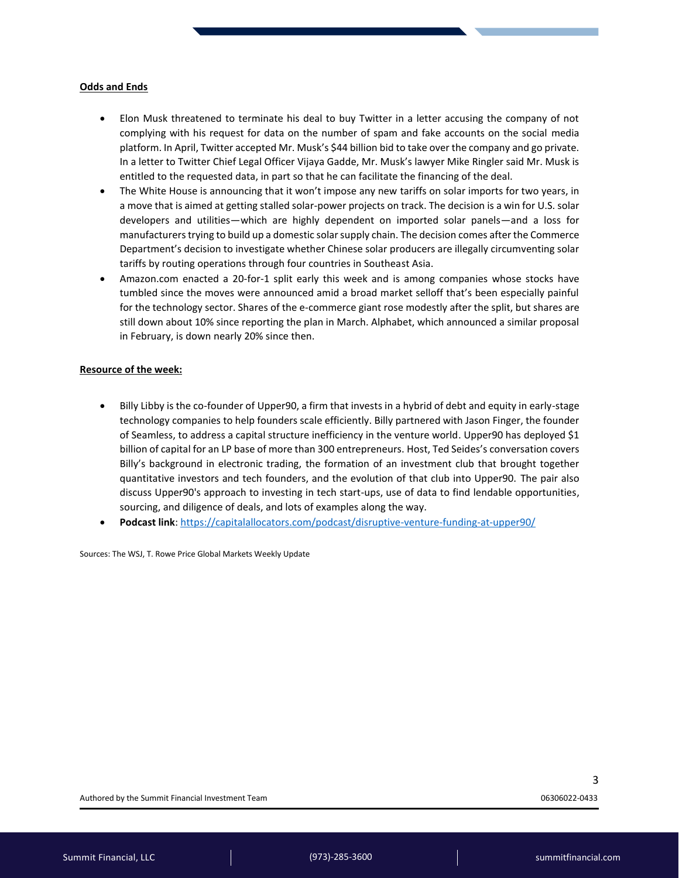**Odds and Ends**

- Elon Musk threatened to terminate his deal to buy Twitter in a letter accusing the company of not complying with his request for data on the number of spam and fake accounts on the social media platform. In April, Twitter accepted Mr. Musk's $44 billion bid to take over the company and go private. In a letter to Twitter Chief Legal Officer Vijaya Gadde, Mr. Musk's lawyer Mike Ringler said Mr. Musk is entitled to the requested data, in part so that he can facilitate the financing of the deal.
- The White House is announcing that it won't impose any new tariffs on solar imports for two years, in a move that is aimed at getting stalled solar-power projects on track. The decision is a win for U.S. solar developers and utilities—which are highly dependent on imported solar panels—and a loss for manufacturers trying to build up a domestic solar supply chain. The decision comes after the Commerce Department's decision to investigate whether Chinese solar producers are illegally circumventing solar tariffs by routing operations through four countries in Southeast Asia.
- Amazon.com enacted a 20-for-1 split early this week and is among companies whose stocks have tumbled since the moves were announced amid a broad market selloff that's been especially painful for the technology sector. Shares of the e-commerce giant rose modestly after the split, but shares are still down about 10% since reporting the plan in March. Alphabet, which announced a similar proposal in February, is down nearly 20% since then.

**Resource of the week:**

- Billy Libby is the co-founder of Upper90, a firm that invests in a hybrid of debt and equity in early-stage technology companies to help founders scale efficiently. Billy partnered with Jason Finger, the founder of Seamless, to address a capital structure inefficiency in the venture world. Upper90 has deployed $1 billion of capital for an LP base of more than 300 entrepreneurs. Host, Ted Seides's conversation covers Billy's background in electronic trading, the formation of an investment club that brought together quantitative investors and tech founders, and the evolution of that club into Upper90. The pair also discuss Upper90's approach to investing in tech start-ups, use of data to find lendable opportunities, sourcing, and diligence of deals, and lots of examples along the way.
- **Podcast link**: https://capitalallocators.com/podcast/disruptive-venture-funding-at-upper90/

Sources: The WSJ, T. Rowe Price Global Markets Weekly Update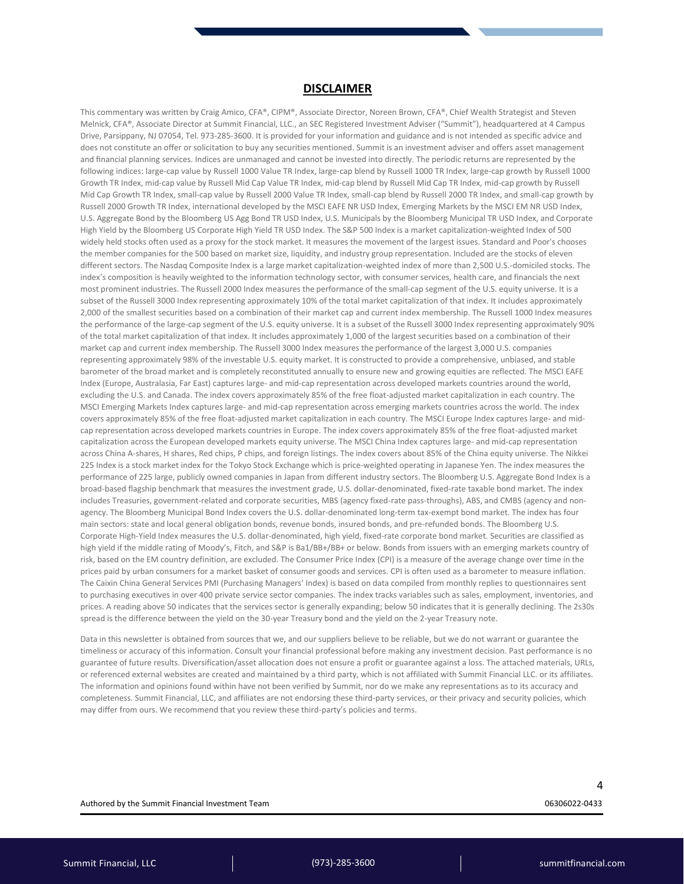## DISCLAIMER

This commentary was written by Craig Amico, CFA®, CIPM®, Associate Director, Noreen Brown, CFA®, Chief Wealth Strategist and Steven Melnick, CFA®, Associate Director at Summit Financial, LLC., an SEC Registered Investment Adviser ("Summit"), headquartered at 4 Campus Drive, Parsippany, NJ 07054, Tel. 973-285-3600. It is provided for your information and guidance and is not intended as specific advice and does not constitute an offer or solicitation to buy any securities mentioned. Summit is an investment adviser and offers asset management and financial planning services. Indices are unmanaged and cannot be invested into directly. The periodic returns are represented by the following indices: large-cap value by Russell 1000 Value TR Index, large-cap blend by Russell 1000 TR Index, large-cap growth by Russell 1000 Growth TR Index, mid-cap value by Russell Mid Cap Value TR Index, mid-cap blend by Russell Mid Cap TR Index, mid-cap growth by Russell Mid Cap Growth TR Index, small-cap value by Russell 2000 Value TR Index, small-cap blend by Russell 2000 TR Index, and small-cap growth by Russell 2000 Growth TR Index, international developed by the MSCI EAFE NR USD Index, Emerging Markets by the MSCI EM NR USD Index, U.S. Aggregate Bond by the Bloomberg US Agg Bond TR USD Index, U.S. Municipals by the Bloomberg Municipal TR USD Index, and Corporate High Yield by the Bloomberg US Corporate High Yield TR USD Index. The S&P 500 Index is a market capitalization-weighted Index of 500 widely held stocks often used as a proxy for the stock market. It measures the movement of the largest issues. Standard and Poor's chooses the member companies for the 500 based on market size, liquidity, and industry group representation. Included are the stocks of eleven different sectors. The Nasdaq Composite Index is a large market capitalization-weighted index of more than 2,500 U.S.-domiciled stocks. The index's composition is heavily weighted to the information technology sector, with consumer services, health care, and financials the next most prominent industries. The Russell 2000 Index measures the performance of the small-cap segment of the U.S. equity universe. It is a subset of the Russell 3000 Index representing approximately 10% of the total market capitalization of that index. It includes approximately 2,000 of the smallest securities based on a combination of their market cap and current index membership. The Russell 1000 Index measures the performance of the large-cap segment of the U.S. equity universe. It is a subset of the Russell 3000 Index representing approximately 90% of the total market capitalization of that index. It includes approximately 1,000 of the largest securities based on a combination of their market cap and current index membership. The Russell 3000 Index measures the performance of the largest 3,000 U.S. companies representing approximately 98% of the investable U.S. equity market. It is constructed to provide a comprehensive, unbiased, and stable barometer of the broad market and is completely reconstituted annually to ensure new and growing equities are reflected. The MSCI EAFE Index (Europe, Australasia, Far East) captures large- and mid-cap representation across developed markets countries around the world, excluding the U.S. and Canada. The index covers approximately 85% of the free float-adjusted market capitalization in each country. The MSCI Emerging Markets Index captures large- and mid-cap representation across emerging markets countries across the world. The index covers approximately 85% of the free float-adjusted market capitalization in each country. The MSCI Europe Index captures large- and mid-cap representation across developed markets countries in Europe. The index covers approximately 85% of the free float-adjusted market capitalization across the European developed markets equity universe. The MSCI China Index captures large- and mid-cap representation across China A-shares, H shares, Red chips, P chips, and foreign listings. The index covers about 85% of the China equity universe. The Nikkei 225 Index is a stock market index for the Tokyo Stock Exchange which is price-weighted operating in Japanese Yen. The index measures the performance of 225 large, publicly owned companies in Japan from different industry sectors. The Bloomberg U.S. Aggregate Bond Index is a broad-based flagship benchmark that measures the investment grade, U.S. dollar-denominated, fixed-rate taxable bond market. The index includes Treasuries, government-related and corporate securities, MBS (agency fixed-rate pass-throughs), ABS, and CMBS (agency and non-agency. The Bloomberg Municipal Bond Index covers the U.S. dollar-denominated long-term tax-exempt bond market. The index has four main sectors: state and local general obligation bonds, revenue bonds, insured bonds, and pre-refunded bonds. The Bloomberg U.S. Corporate High-Yield Index measures the U.S. dollar-denominated, high yield, fixed-rate corporate bond market. Securities are classified as high yield if the middle rating of Moody's, Fitch, and S&P is Ba1/BB+/BB+ or below. Bonds from issuers with an emerging markets country of risk, based on the EM country definition, are excluded. The Consumer Price Index (CPI) is a measure of the average change over time in the prices paid by urban consumers for a market basket of consumer goods and services. CPI is often used as a barometer to measure inflation. The Caixin China General Services PMI (Purchasing Managers' Index) is based on data compiled from monthly replies to questionnaires sent to purchasing executives in over 400 private service sector companies. The index tracks variables such as sales, employment, inventories, and prices. A reading above 50 indicates that the services sector is generally expanding; below 50 indicates that it is generally declining. The 2s30s spread is the difference between the yield on the 30-year Treasury bond and the yield on the 2-year Treasury note.

Data in this newsletter is obtained from sources that we, and our suppliers believe to be reliable, but we do not warrant or guarantee the timeliness or accuracy of this information. Consult your financial professional before making any investment decision. Past performance is no guarantee of future results. Diversification/asset allocation does not ensure a profit or guarantee against a loss. The attached materials, URLs, or referenced external websites are created and maintained by a third party, which is not affiliated with Summit Financial LLC. or its affiliates. The information and opinions found within have not been verified by Summit, nor do we make any representations as to its accuracy and completeness. Summit Financial, LLC, and affiliates are not endorsing these third-party services, or their privacy and security policies, which may differ from ours. We recommend that you review these third-party's policies and terms.

Authored by the Summit Financial Investment Team

06306022-0433